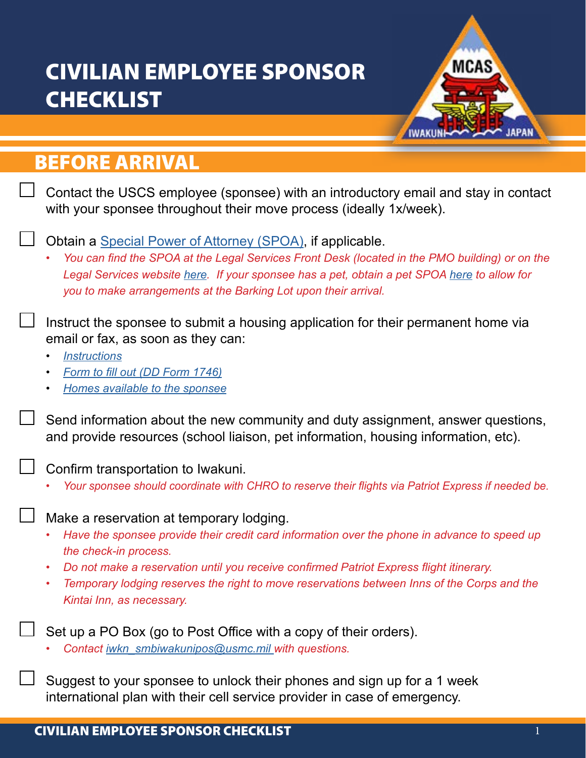# CIVILIAN EMPLOYEE SPONSOR CHECKLIST

## BEFORE ARRIVAL

- [ ] Contact the USCS employee (sponsee) with an introductory email and stay in contact with your sponsee throughout their move process (ideally 1x/week).

- [ ] Obtain a Special Power of Attorney (SPOA), if applicable.
  - *You can find the SPOA at the Legal Services Front Desk (located in the PMO building) or on the Legal Services website here. If your sponsee has a pet, obtain a pet SPOA here to allow for you to make arrangements at the Barking Lot upon their arrival.*

- [ ] Instruct the sponsee to submit a housing application for their permanent home via email or fax, as soon as they can:
  - *Instructions*
  - *Form to fill out (DD Form 1746)*
  - *Homes available to the sponsee*

- [ ] Send information about the new community and duty assignment, answer questions, and provide resources (school liaison, pet information, housing information, etc).

- [ ] Confirm transportation to Iwakuni.
  - *Your sponsee should coordinate with CHRO to reserve their flights via Patriot Express if needed be.*

- [ ] Make a reservation at temporary lodging.
  - *Have the sponsee provide their credit card information over the phone in advance to speed up the check-in process.*
  - *Do not make a reservation until you receive confirmed Patriot Express flight itinerary.*
  - *Temporary lodging reserves the right to move reservations between Inns of the Corps and the Kintai Inn, as necessary.*

- [ ] Set up a PO Box (go to Post Office with a copy of their orders).
  - *Contact iwkn_smbiwakunipos@usmc.mil with questions.*

- [ ] Suggest to your sponsee to unlock their phones and sign up for a 1 week international plan with their cell service provider in case of emergency.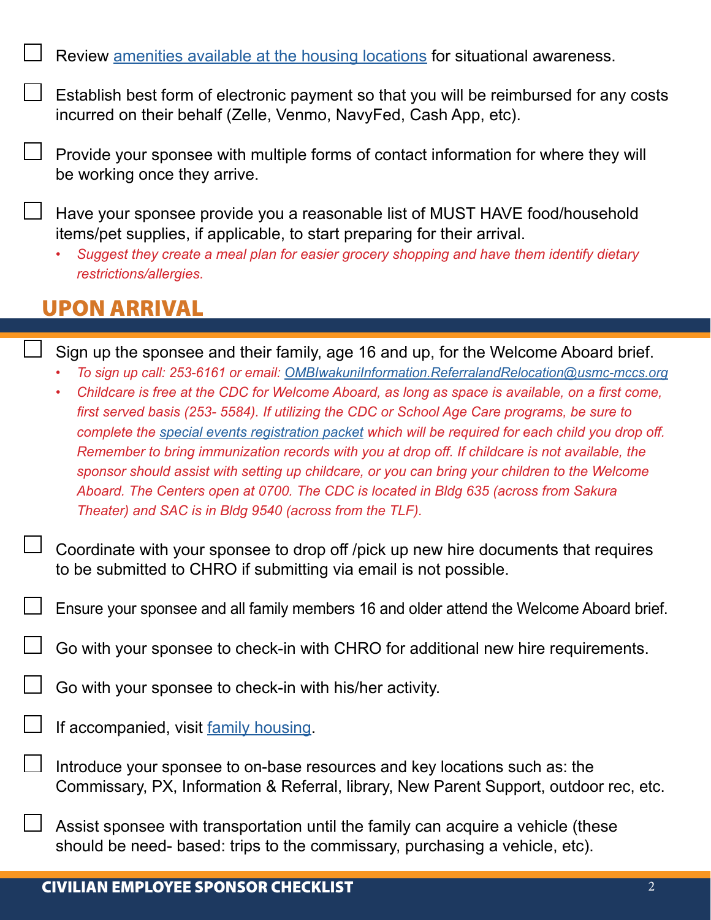- [ ] Review [amenities available at the housing locations]() for situational awareness.
- [ ] Establish best form of electronic payment so that you will be reimbursed for any costs incurred on their behalf (Zelle, Venmo, NavyFed, Cash App, etc).
- [ ] Provide your sponsee with multiple forms of contact information for where they will be working once they arrive.
- [ ] Have your sponsee provide you a reasonable list of MUST HAVE food/household items/pet supplies, if applicable, to start preparing for their arrival.
  - *Suggest they create a meal plan for easier grocery shopping and have them identify dietary restrictions/allergies.*

## UPON ARRIVAL

- [ ] Sign up the sponsee and their family, age 16 and up, for the Welcome Aboard brief.
  - *To sign up call: 253-6161 or email: OMBIwakuniInformation.ReferralandRelocation@usmc-mccs.org*
  - *Childcare is free at the CDC for Welcome Aboard, as long as space is available, on a first come, first served basis (253- 5584). If utilizing the CDC or School Age Care programs, be sure to complete the [special events registration packet]() which will be required for each child you drop off. Remember to bring immunization records with you at drop off. If childcare is not available, the sponsor should assist with setting up childcare, or you can bring your children to the Welcome Aboard. The Centers open at 0700. The CDC is located in Bldg 635 (across from Sakura Theater) and SAC is in Bldg 9540 (across from the TLF).*
- [ ] Coordinate with your sponsee to drop off /pick up new hire documents that requires to be submitted to CHRO if submitting via email is not possible.
- [ ] Ensure your sponsee and all family members 16 and older attend the Welcome Aboard brief.
- [ ] Go with your sponsee to check-in with CHRO for additional new hire requirements.
- [ ] Go with your sponsee to check-in with his/her activity.
- [ ] If accompanied, visit [family housing]().
- [ ] Introduce your sponsee to on-base resources and key locations such as: the Commissary, PX, Information & Referral, library, New Parent Support, outdoor rec, etc.
- [ ] Assist sponsee with transportation until the family can acquire a vehicle (these should be need- based: trips to the commissary, purchasing a vehicle, etc).